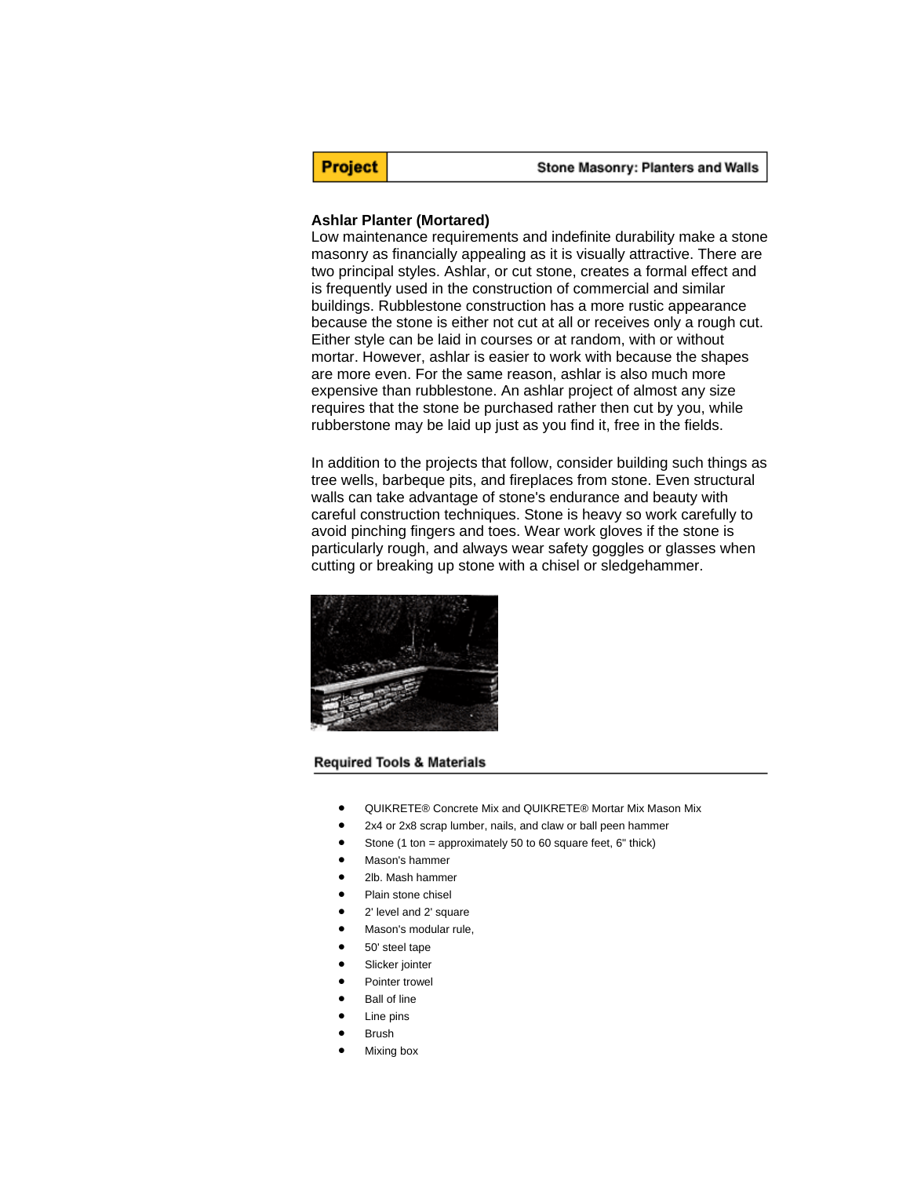**Project** | Stone Masonry: Planters and Walls

## Ashlar Planter (Mortared)

Low maintenance requirements and indefinite durability make a stone masonry as financially appealing as it is visually attractive. There are two principal styles. Ashlar, or cut stone, creates a formal effect and is frequently used in the construction of commercial and similar buildings. Rubblestone construction has a more rustic appearance because the stone is either not cut at all or receives only a rough cut. Either style can be laid in courses or at random, with or without mortar. However, ashlar is easier to work with because the shapes are more even. For the same reason, ashlar is also much more expensive than rubblestone. An ashlar project of almost any size requires that the stone be purchased rather then cut by you, while rubberstone may be laid up just as you find it, free in the fields.

In addition to the projects that follow, consider building such things as tree wells, barbeque pits, and fireplaces from stone. Even structural walls can take advantage of stone's endurance and beauty with careful construction techniques. Stone is heavy so work carefully to avoid pinching fingers and toes. Wear work gloves if the stone is particularly rough, and always wear safety goggles or glasses when cutting or breaking up stone with a chisel or sledgehammer.

### Required Tools & Materials

- QUIKRETE® Concrete Mix and QUIKRETE® Mortar Mix Mason Mix
- 2x4 or 2x8 scrap lumber, nails, and claw or ball peen hammer
- Stone (1 ton = approximately 50 to 60 square feet, 6" thick)
- Mason's hammer
- 2lb. Mash hammer
- Plain stone chisel
- 2' level and 2' square
- Mason's modular rule,
- 50' steel tape
- Slicker jointer
- Pointer trowel
- Ball of line
- Line pins
- Brush
- Mixing box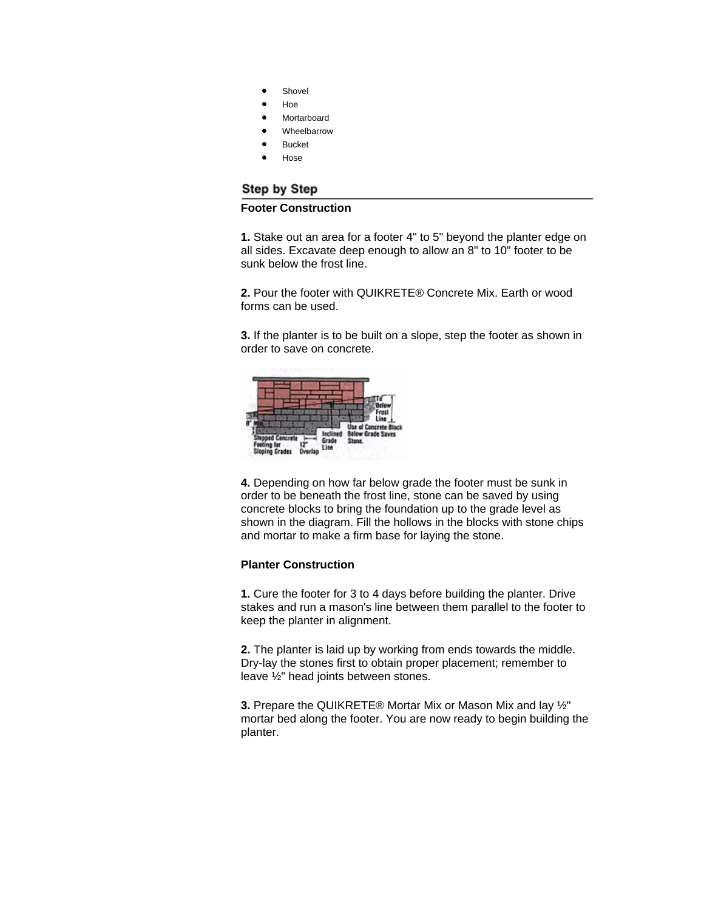- Shovel
- Hoe
- Mortarboard
- Wheelbarrow
- Bucket
- Hose

## Step by Step

**Footer Construction**

**1.** Stake out an area for a footer 4" to 5" beyond the planter edge on all sides. Excavate deep enough to allow an 8" to 10" footer to be sunk below the frost line.

**2.** Pour the footer with QUIKRETE® Concrete Mix. Earth or wood forms can be used.

**3.** If the planter is to be built on a slope, step the footer as shown in order to save on concrete.

**4.** Depending on how far below grade the footer must be sunk in order to be beneath the frost line, stone can be saved by using concrete blocks to bring the foundation up to the grade level as shown in the diagram. Fill the hollows in the blocks with stone chips and mortar to make a firm base for laying the stone.

**Planter Construction**

**1.** Cure the footer for 3 to 4 days before building the planter. Drive stakes and run a mason's line between them parallel to the footer to keep the planter in alignment.

**2.** The planter is laid up by working from ends towards the middle. Dry-lay the stones first to obtain proper placement; remember to leave ½" head joints between stones.

**3.** Prepare the QUIKRETE® Mortar Mix or Mason Mix and lay ½" mortar bed along the footer. You are now ready to begin building the planter.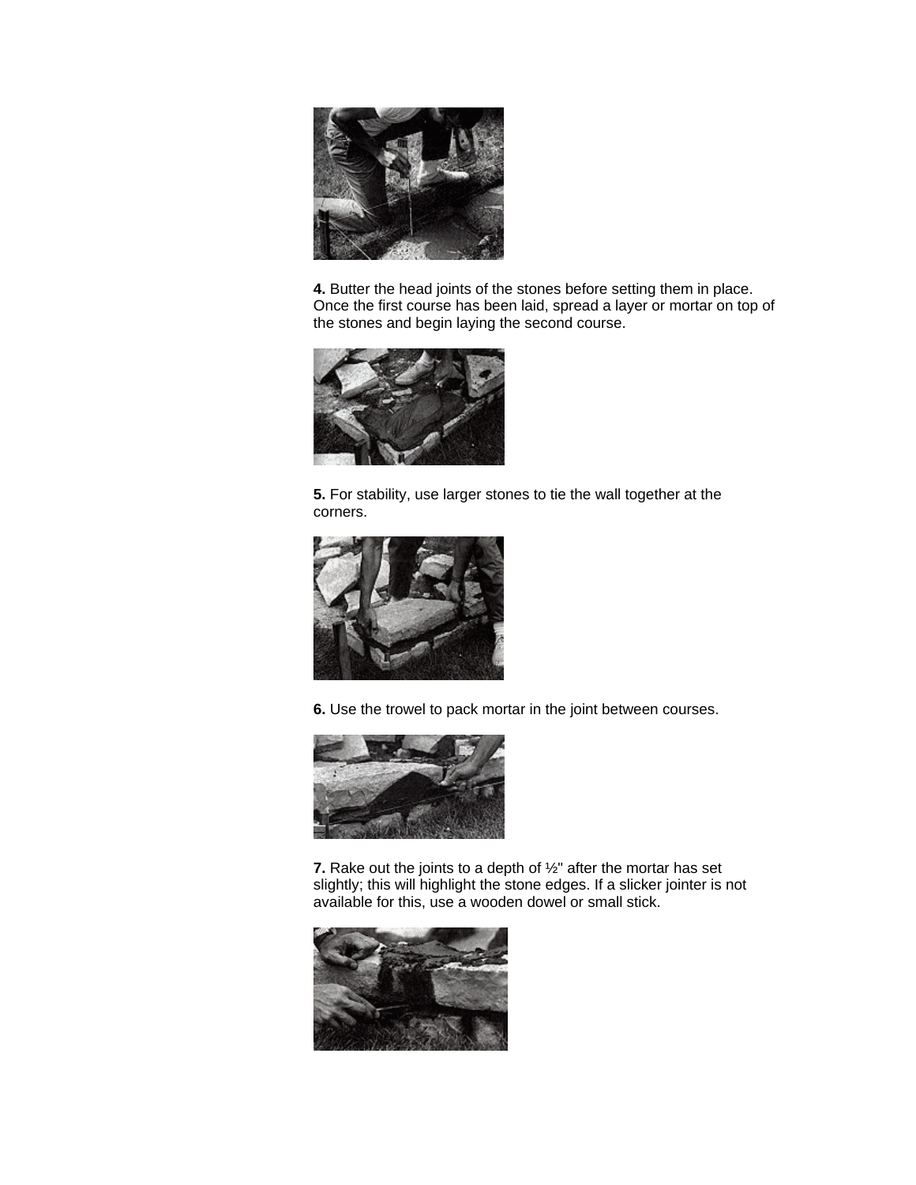**4.** Butter the head joints of the stones before setting them in place. Once the first course has been laid, spread a layer or mortar on top of the stones and begin laying the second course.

**5.** For stability, use larger stones to tie the wall together at the corners.

**6.** Use the trowel to pack mortar in the joint between courses.

**7.** Rake out the joints to a depth of ½" after the mortar has set slightly; this will highlight the stone edges. If a slicker jointer is not available for this, use a wooden dowel or small stick.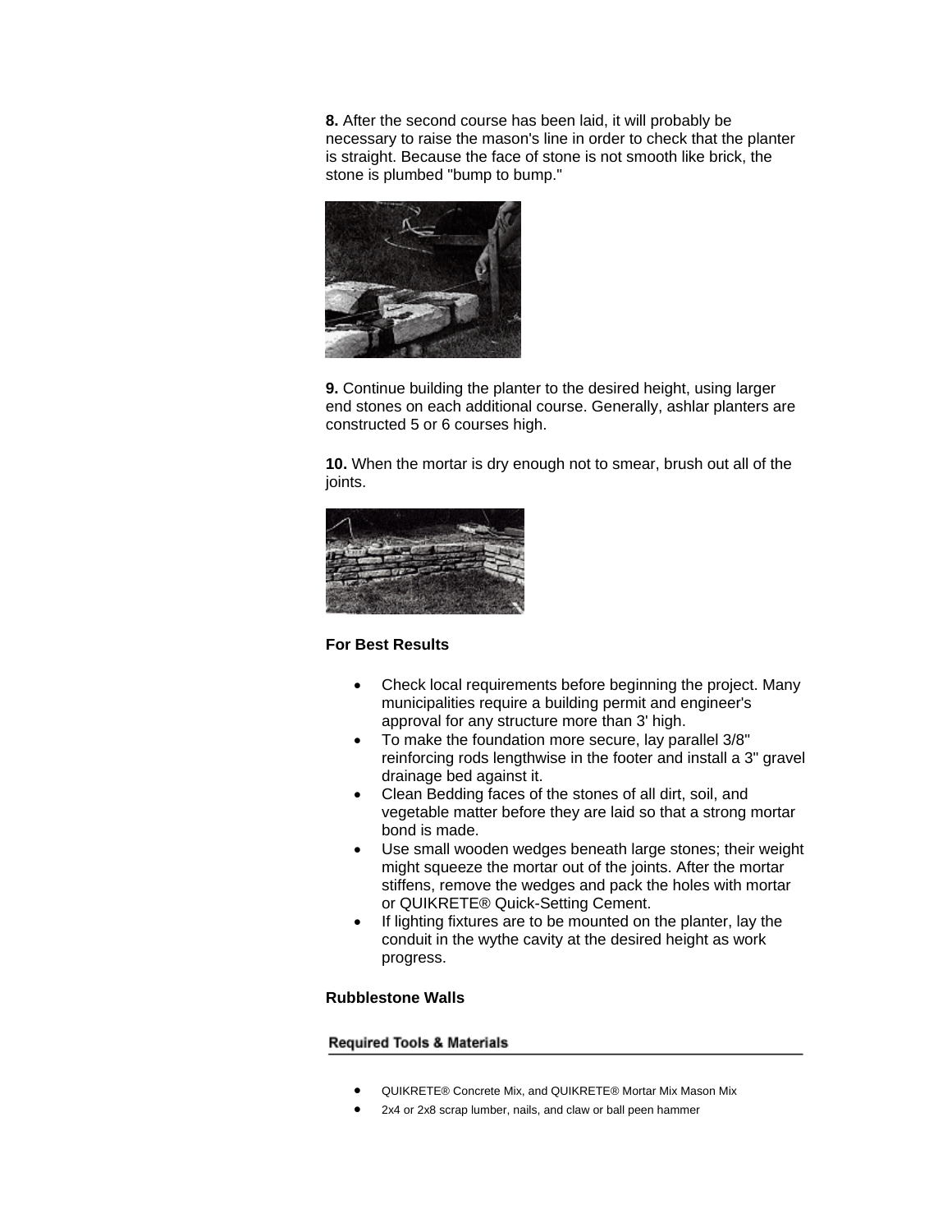**8.** After the second course has been laid, it will probably be necessary to raise the mason's line in order to check that the planter is straight. Because the face of stone is not smooth like brick, the stone is plumbed "bump to bump."

**9.** Continue building the planter to the desired height, using larger end stones on each additional course. Generally, ashlar planters are constructed 5 or 6 courses high.

**10.** When the mortar is dry enough not to smear, brush out all of the joints.

**For Best Results**

- Check local requirements before beginning the project. Many municipalities require a building permit and engineer's approval for any structure more than 3' high.
- To make the foundation more secure, lay parallel 3/8" reinforcing rods lengthwise in the footer and install a 3" gravel drainage bed against it.
- Clean Bedding faces of the stones of all dirt, soil, and vegetable matter before they are laid so that a strong mortar bond is made.
- Use small wooden wedges beneath large stones; their weight might squeeze the mortar out of the joints. After the mortar stiffens, remove the wedges and pack the holes with mortar or QUIKRETE® Quick-Setting Cement.
- If lighting fixtures are to be mounted on the planter, lay the conduit in the wythe cavity at the desired height as work progress.

**Rubblestone Walls**

**Required Tools & Materials**

- QUIKRETE® Concrete Mix, and QUIKRETE® Mortar Mix Mason Mix
- 2x4 or 2x8 scrap lumber, nails, and claw or ball peen hammer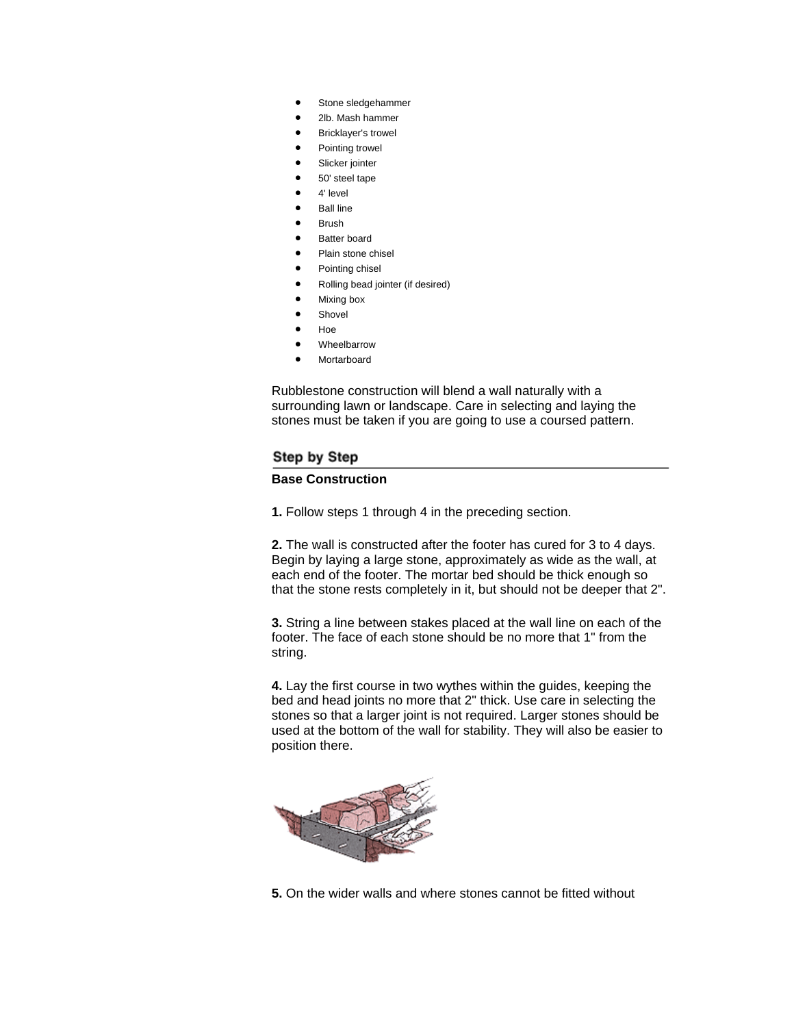- Stone sledgehammer
- 2lb. Mash hammer
- Bricklayer's trowel
- Pointing trowel
- Slicker jointer
- 50' steel tape
- 4' level
- Ball line
- Brush
- Batter board
- Plain stone chisel
- Pointing chisel
- Rolling bead jointer (if desired)
- Mixing box
- Shovel
- Hoe
- Wheelbarrow
- Mortarboard

Rubblestone construction will blend a wall naturally with a surrounding lawn or landscape. Care in selecting and laying the stones must be taken if you are going to use a coursed pattern.

## Step by Step

**Base Construction**

**1.** Follow steps 1 through 4 in the preceding section.

**2.** The wall is constructed after the footer has cured for 3 to 4 days. Begin by laying a large stone, approximately as wide as the wall, at each end of the footer. The mortar bed should be thick enough so that the stone rests completely in it, but should not be deeper that 2".

**3.** String a line between stakes placed at the wall line on each of the footer. The face of each stone should be no more that 1" from the string.

**4.** Lay the first course in two wythes within the guides, keeping the bed and head joints no more that 2" thick. Use care in selecting the stones so that a larger joint is not required. Larger stones should be used at the bottom of the wall for stability. They will also be easier to position there.

**5.** On the wider walls and where stones cannot be fitted without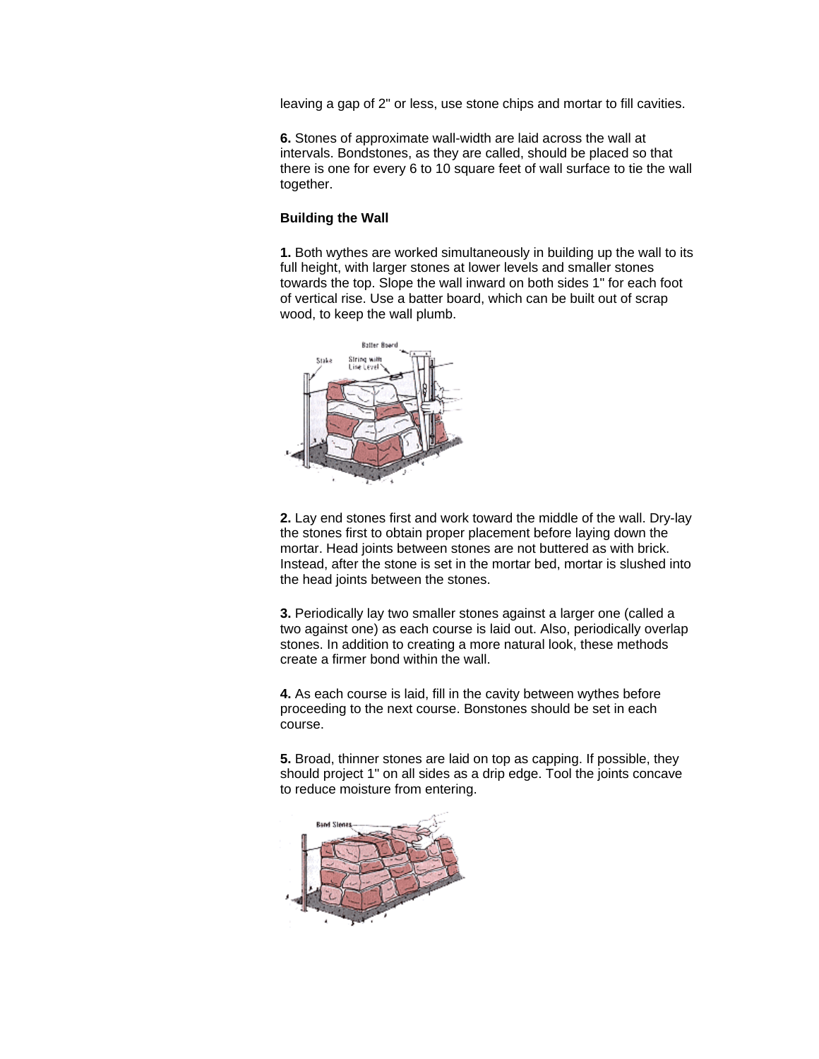leaving a gap of 2" or less, use stone chips and mortar to fill cavities.

**6.** Stones of approximate wall-width are laid across the wall at intervals. Bondstones, as they are called, should be placed so that there is one for every 6 to 10 square feet of wall surface to tie the wall together.

**Building the Wall**

**1.** Both wythes are worked simultaneously in building up the wall to its full height, with larger stones at lower levels and smaller stones towards the top. Slope the wall inward on both sides 1" for each foot of vertical rise. Use a batter board, which can be built out of scrap wood, to keep the wall plumb.

**2.** Lay end stones first and work toward the middle of the wall. Dry-lay the stones first to obtain proper placement before laying down the mortar. Head joints between stones are not buttered as with brick. Instead, after the stone is set in the mortar bed, mortar is slushed into the head joints between the stones.

**3.** Periodically lay two smaller stones against a larger one (called a two against one) as each course is laid out. Also, periodically overlap stones. In addition to creating a more natural look, these methods create a firmer bond within the wall.

**4.** As each course is laid, fill in the cavity between wythes before proceeding to the next course. Bonstones should be set in each course.

**5.** Broad, thinner stones are laid on top as capping. If possible, they should project 1" on all sides as a drip edge. Tool the joints concave to reduce moisture from entering.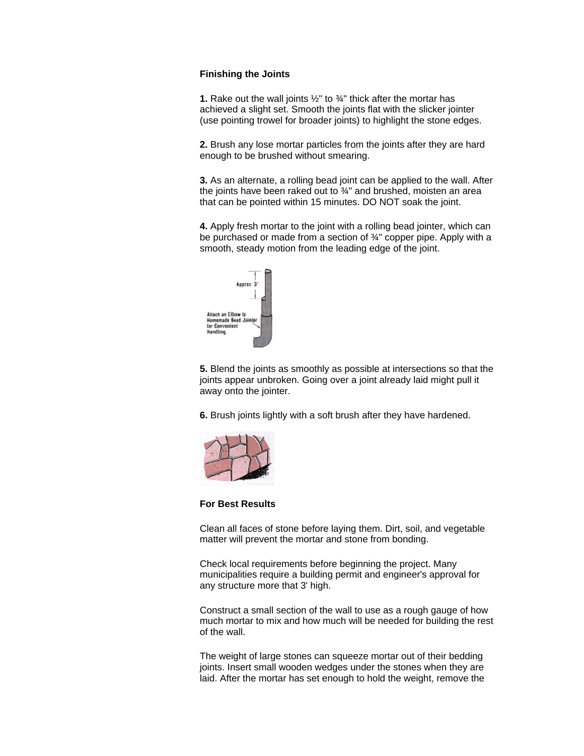**Finishing the Joints**

**1.** Rake out the wall joints ½" to ¾" thick after the mortar has achieved a slight set. Smooth the joints flat with the slicker jointer (use pointing trowel for broader joints) to highlight the stone edges.

**2.** Brush any lose mortar particles from the joints after they are hard enough to be brushed without smearing.

**3.** As an alternate, a rolling bead joint can be applied to the wall. After the joints have been raked out to ¾" and brushed, moisten an area that can be pointed within 15 minutes. DO NOT soak the joint.

**4.** Apply fresh mortar to the joint with a rolling bead jointer, which can be purchased or made from a section of ¾" copper pipe. Apply with a smooth, steady motion from the leading edge of the joint.

**5.** Blend the joints as smoothly as possible at intersections so that the joints appear unbroken. Going over a joint already laid might pull it away onto the jointer.

**6.** Brush joints lightly with a soft brush after they have hardened.

**For Best Results**

Clean all faces of stone before laying them. Dirt, soil, and vegetable matter will prevent the mortar and stone from bonding.

Check local requirements before beginning the project. Many municipalities require a building permit and engineer's approval for any structure more that 3' high.

Construct a small section of the wall to use as a rough gauge of how much mortar to mix and how much will be needed for building the rest of the wall.

The weight of large stones can squeeze mortar out of their bedding joints. Insert small wooden wedges under the stones when they are laid. After the mortar has set enough to hold the weight, remove the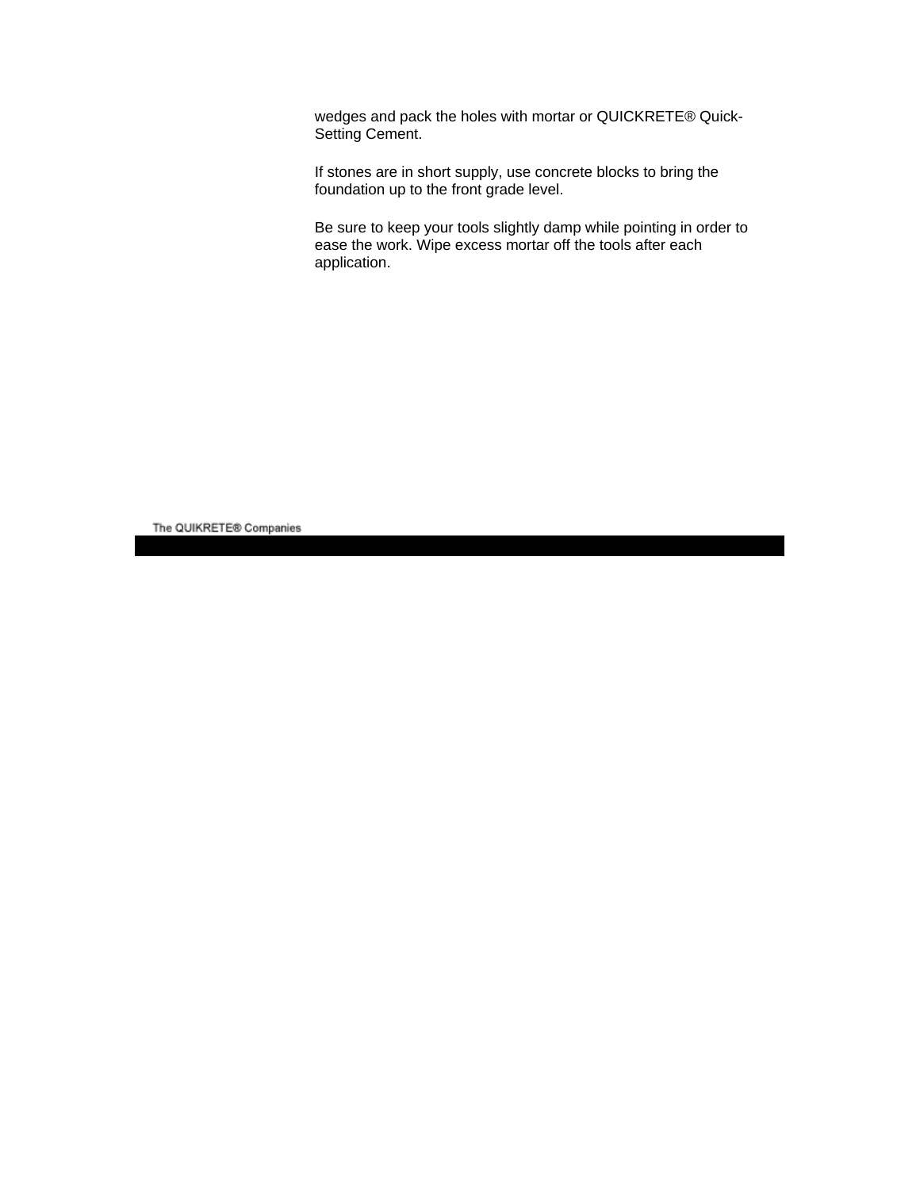wedges and pack the holes with mortar or QUICKRETE® Quick-Setting Cement.

If stones are in short supply, use concrete blocks to bring the foundation up to the front grade level.

Be sure to keep your tools slightly damp while pointing in order to ease the work. Wipe excess mortar off the tools after each application.